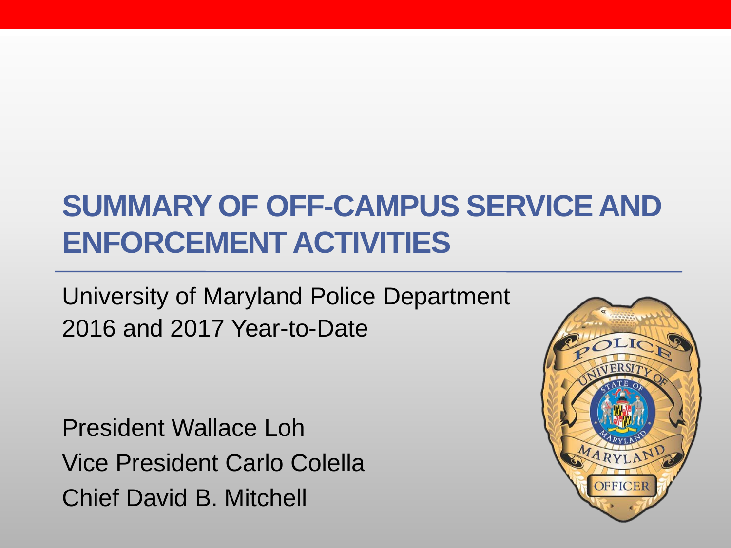# SUMMARY OF OFF-CAMPUS SERVICE AND ENFORCEMENT ACTIVITIES

University of Maryland Police Department
2016 and 2017 Year-to-Date

President Wallace Loh
Vice President Carlo Colella
Chief David B. Mitchell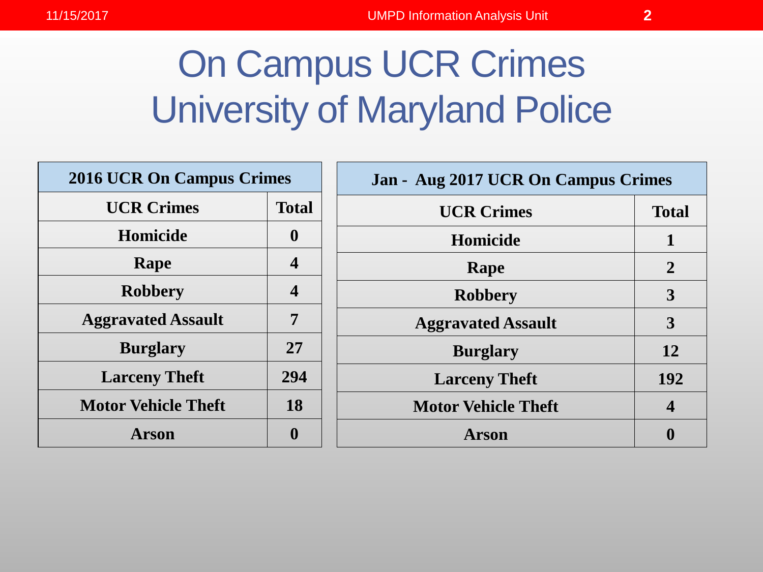# On Campus UCR Crimes
# University of Maryland Police

| 2016 UCR On Campus Crimes | |
|---|---|
| **UCR Crimes** | **Total** |
| Homicide | 0 |
| Rape | 4 |
| Robbery | 4 |
| Aggravated Assault | 7 |
| Burglary | 27 |
| Larceny Theft | 294 |
| Motor Vehicle Theft | 18 |
| Arson | 0 |

| Jan - Aug 2017 UCR On Campus Crimes | |
|---|---|
| **UCR Crimes** | **Total** |
| Homicide | 1 |
| Rape | 2 |
| Robbery | 3 |
| Aggravated Assault | 3 |
| Burglary | 12 |
| Larceny Theft | 192 |
| Motor Vehicle Theft | 4 |
| Arson | 0 |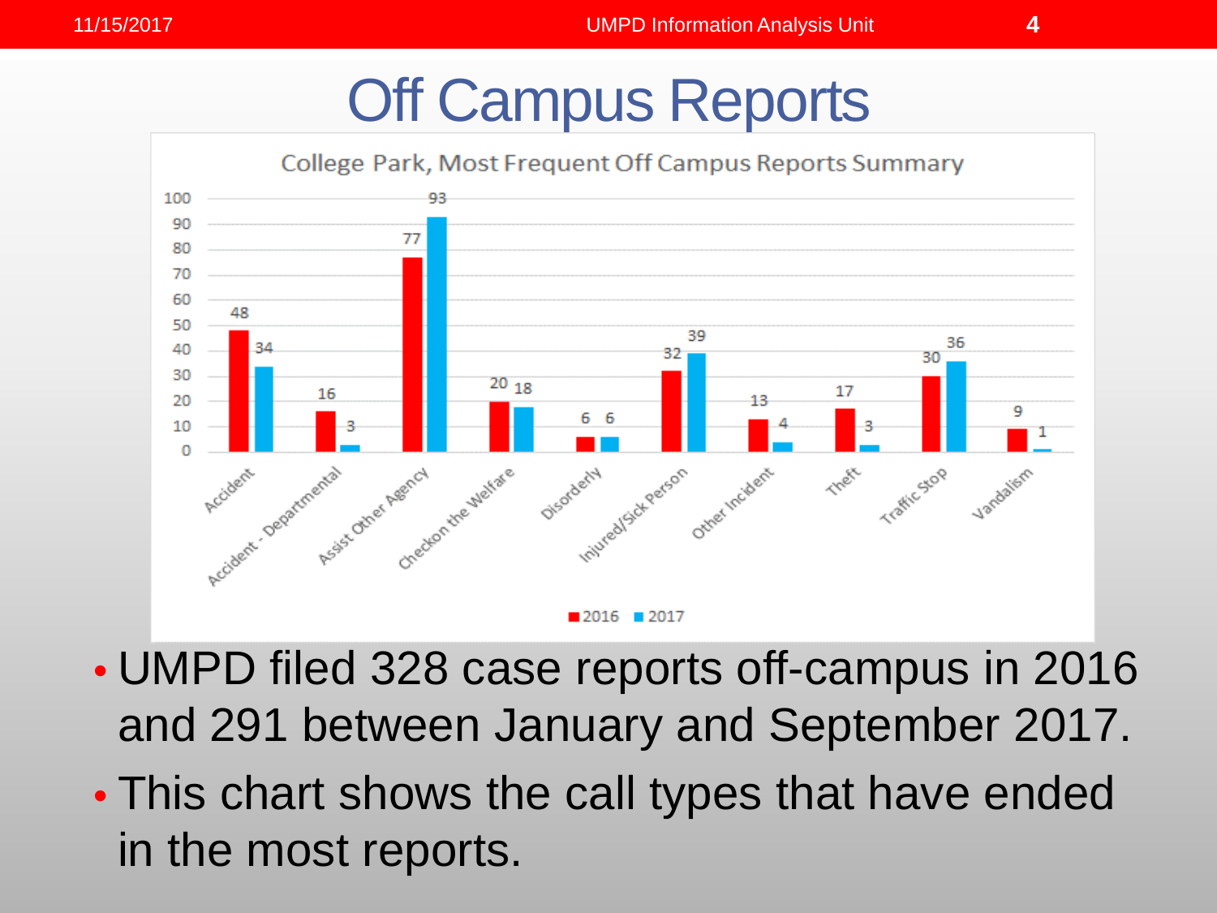# Off Campus Reports

**College Park, Most Frequent Off Campus Reports Summary**

| Report Type | 2016 | 2017 |
|---|---|---|
| Accident | 48 | 34 |
| Accident - Departmental | 16 | 3 |
| Assist Other Agency | 77 | 93 |
| Checkon the Welfare | 20 | 18 |
| Disorderly | 6 | 6 |
| Injured/Sick Person | 32 | 39 |
| Other Incident | 13 | 4 |
| Theft | 17 | 3 |
| Traffic Stop | 30 | 36 |
| Vandalism | 9 | 1 |

- UMPD filed 328 case reports off-campus in 2016 and 291 between January and September 2017.
- This chart shows the call types that have ended in the most reports.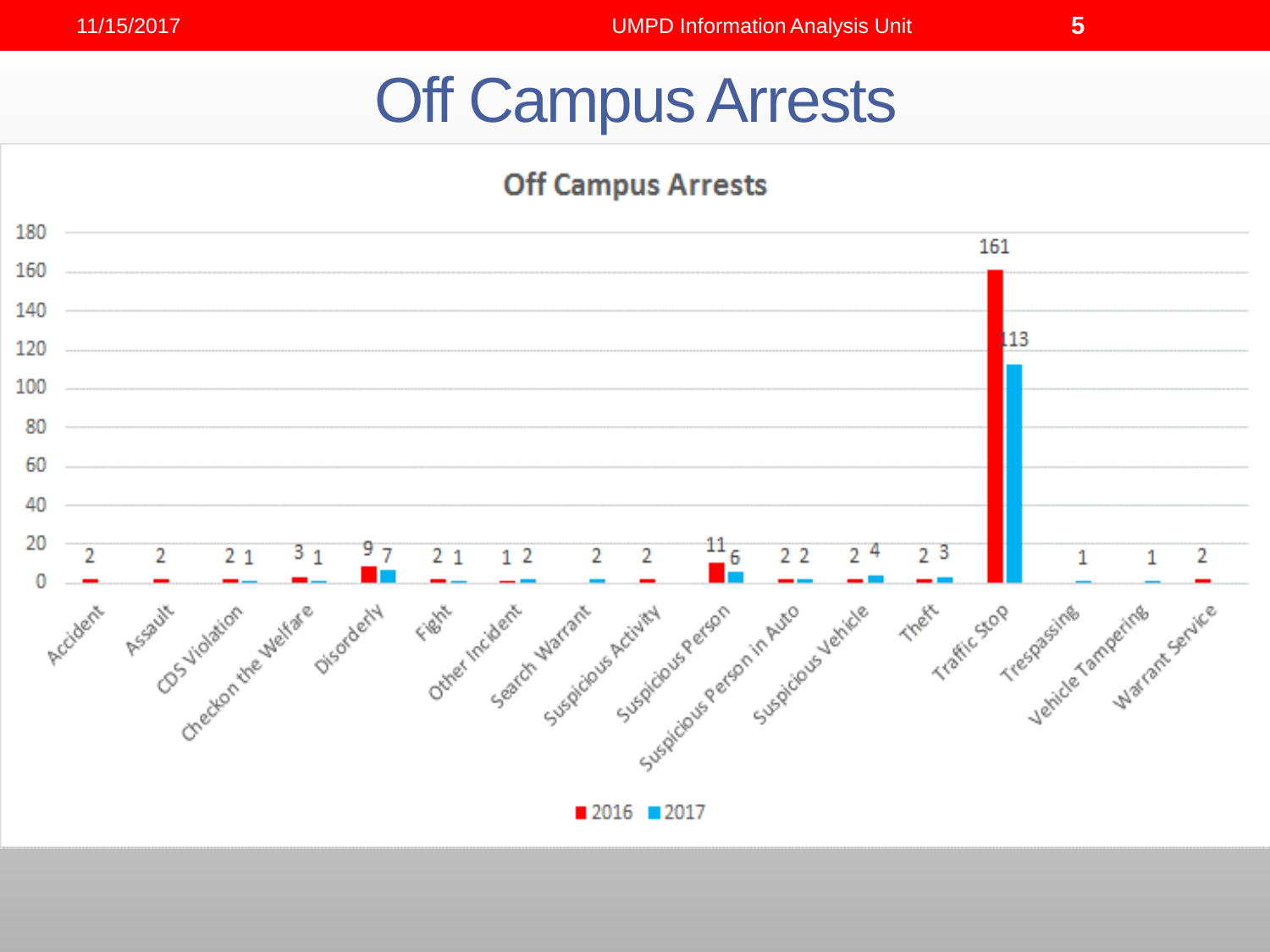# Off Campus Arrests

**Off Campus Arrests**

| Category | 2016 | 2017 |
|---|---|---|
| Accident | 2 | |
| Assault | 2 | |
| CDS Violation | 2 | 1 |
| Checkon the Welfare | 3 | 1 |
| Disorderly | 9 | 7 |
| Fight | 2 | 1 |
| Other Incident | 1 | 2 |
| Search Warrant | | 2 |
| Suspicious Activity | 2 | |
| Suspicious Person | 11 | 6 |
| Suspicious Person in Auto | 2 | 2 |
| Suspicious Vehicle | 2 | 4 |
| Theft | 2 | 3 |
| Traffic Stop | 161 | 113 |
| Trespassing | | 1 |
| Vehicle Tampering | | 1 |
| Warrant Service | 2 | |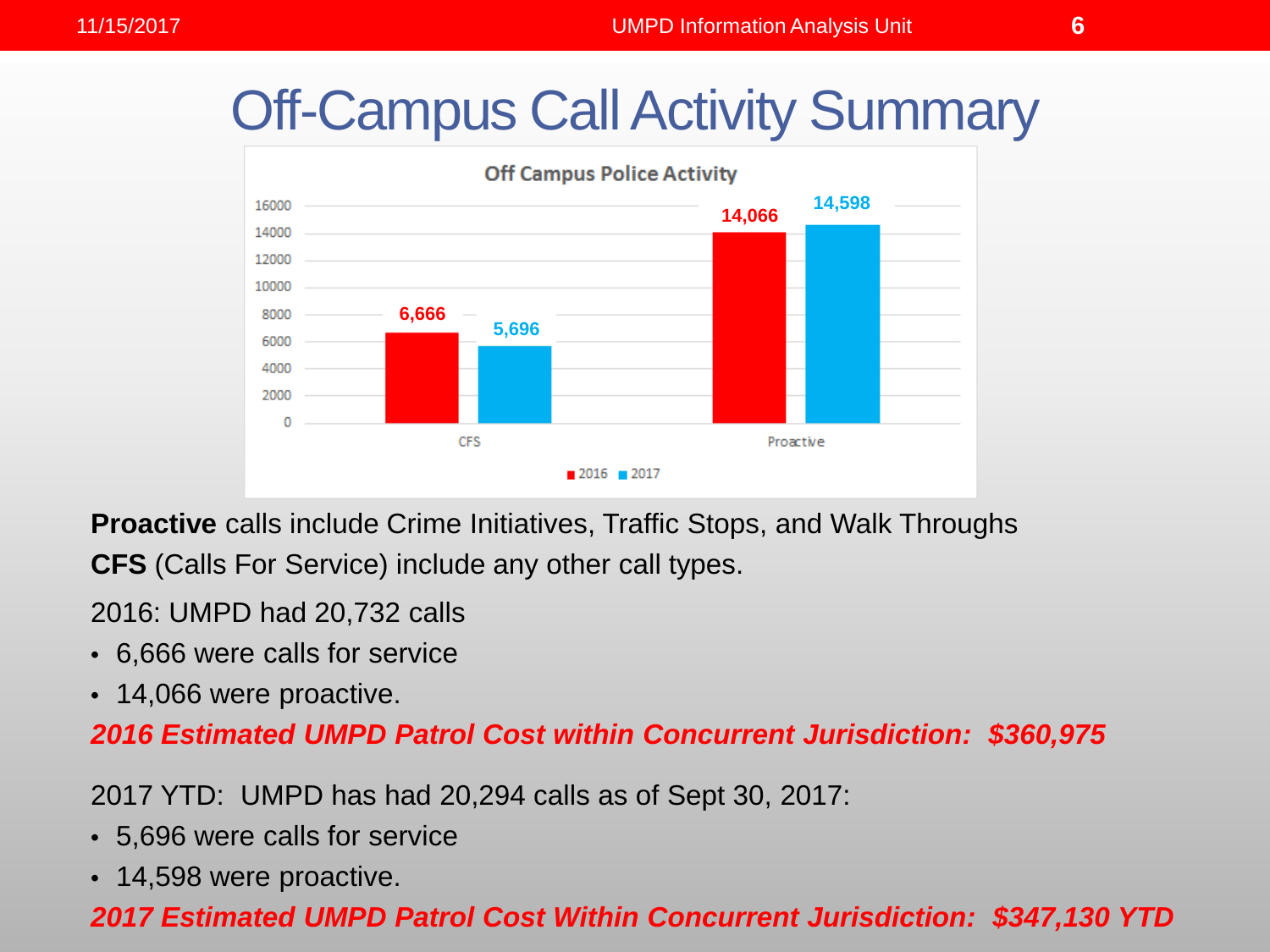# Off-Campus Call Activity Summary

**Off Campus Police Activity**

| | 2016 | 2017 |
|---|---|---|
| CFS | 6,666 | 5,696 |
| Proactive | 14,066 | 14,598 |

**Proactive** calls include Crime Initiatives, Traffic Stops, and Walk Throughs

**CFS** (Calls For Service) include any other call types.

2016: UMPD had 20,732 calls

- 6,666 were calls for service
- 14,066 were proactive.

***2016 Estimated UMPD Patrol Cost within Concurrent Jurisdiction: $360,975***

2017 YTD: UMPD has had 20,294 calls as of Sept 30, 2017:

- 5,696 were calls for service
- 14,598 were proactive.

***2017 Estimated UMPD Patrol Cost Within Concurrent Jurisdiction: $347,130 YTD***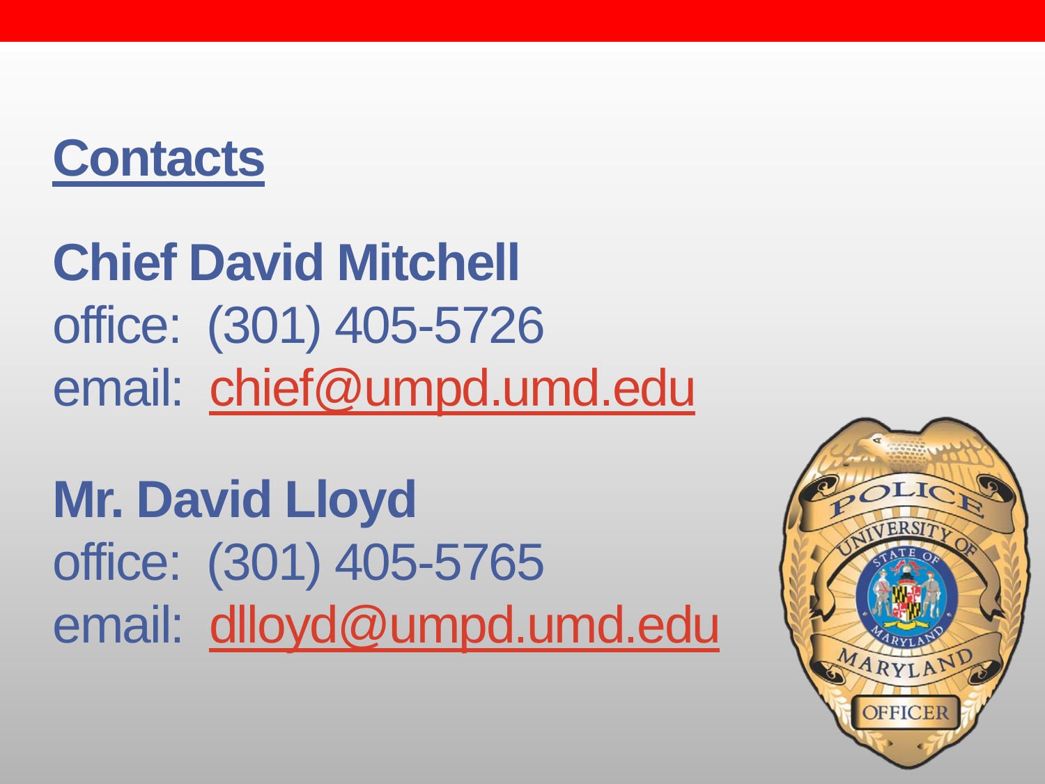# Contacts

**Chief David Mitchell**
office: (301) 405-5726
email: chief@umpd.umd.edu

**Mr. David Lloyd**
office: (301) 405-5765
email: dlloyd@umpd.umd.edu